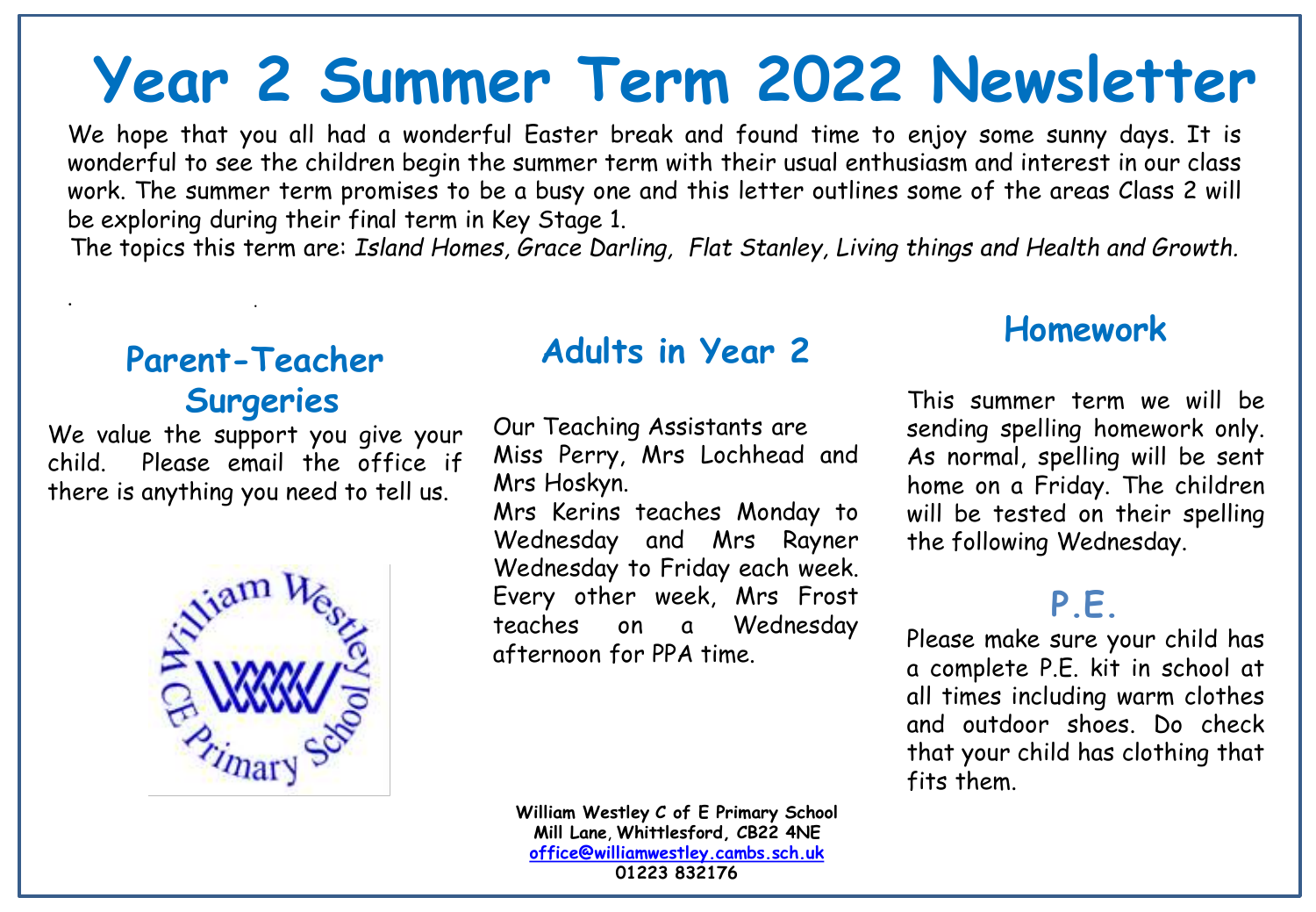# Year 2 Summer Term 2022 Newsletter

We hope that you all had a wonderful Easter break and found time to enjoy some sunny days. It is wonderful to see the children begin the summer term with their usual enthusiasm and interest in our class work. The summer term promises to be a busy one and this letter outlines some of the areas Class 2 will be exploring during their final term in Key Stage 1.

The topics this term are: *Island Homes, Grace Darling, Flat Stanley, Living things and Health and Growth.*

## Parent-Teacher Surgeries

We value the support you give your child. Please email the office if there is anything you need to tell us.

## Adults in Year 2

Our Teaching Assistants are Miss Perry, Mrs Lochhead and Mrs Hoskyn.

Mrs Kerins teaches Monday to Wednesday and Mrs Rayner Wednesday to Friday each week. Every other week, Mrs Frost teaches on a Wednesday afternoon for PPA time.

## Homework

This summer term we will be sending spelling homework only. As normal, spelling will be sent home on a Friday. The children will be tested on their spelling the following Wednesday.

## P.E.

Please make sure your child has a complete P.E. kit in school at all times including warm clothes and outdoor shoes. Do check that your child has clothing that fits them.

**William Westley C of E Primary School**
**Mill Lane, Whittlesford, CB22 4NE**
**office@williamwestley.cambs.sch.uk**
**01223 832176**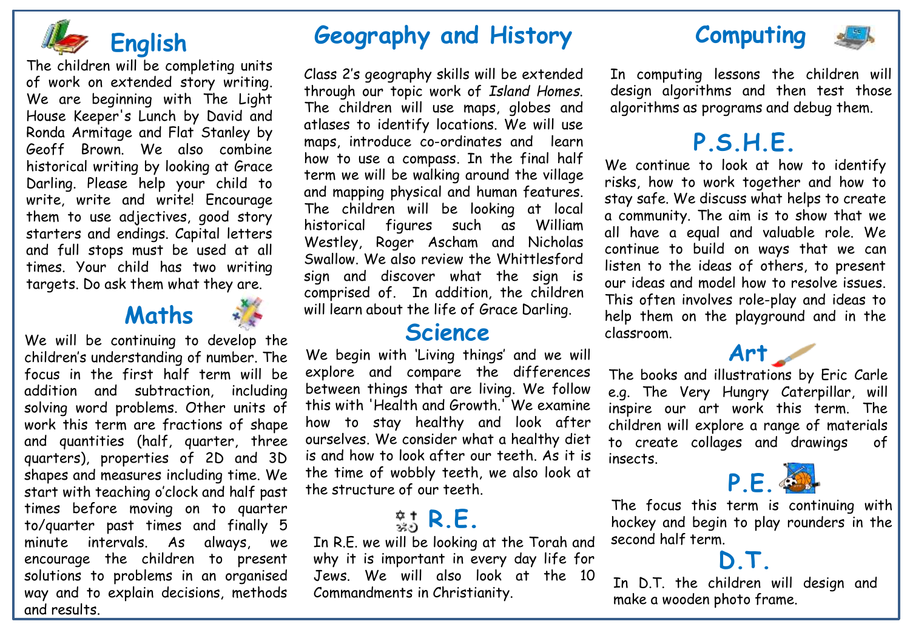## English

The children will be completing units of work on extended story writing. We are beginning with The Light House Keeper's Lunch by David and Ronda Armitage and Flat Stanley by Geoff Brown. We also combine historical writing by looking at Grace Darling. Please help your child to write, write and write! Encourage them to use adjectives, good story starters and endings. Capital letters and full stops must be used at all times. Your child has two writing targets. Do ask them what they are.

## Maths

We will be continuing to develop the children's understanding of number. The focus in the first half term will be addition and subtraction, including solving word problems. Other units of work this term are fractions of shape and quantities (half, quarter, three quarters), properties of 2D and 3D shapes and measures including time. We start with teaching o'clock and half past times before moving on to quarter to/quarter past times and finally 5 minute intervals. As always, we encourage the children to present solutions to problems in an organised way and to explain decisions, methods and results.

## Geography and History

Class 2's geography skills will be extended through our topic work of *Island Homes*. The children will use maps, globes and atlases to identify locations. We will use maps, introduce co-ordinates and learn how to use a compass. In the final half term we will be walking around the village and mapping physical and human features. The children will be looking at local historical figures such as William Westley, Roger Ascham and Nicholas Swallow. We also review the Whittlesford sign and discover what the sign is comprised of. In addition, the children will learn about the life of Grace Darling.

## Science

We begin with 'Living things' and we will explore and compare the differences between things that are living. We follow this with 'Health and Growth.' We examine how to stay healthy and look after ourselves. We consider what a healthy diet is and how to look after our teeth. As it is the time of wobbly teeth, we also look at the structure of our teeth.

## R.E.

In R.E. we will be looking at the Torah and why it is important in every day life for Jews. We will also look at the 10 Commandments in Christianity.

## Computing

In computing lessons the children will design algorithms and then test those algorithms as programs and debug them.

## P.S.H.E.

We continue to look at how to identify risks, how to work together and how to stay safe. We discuss what helps to create a community. The aim is to show that we all have a equal and valuable role. We continue to build on ways that we can listen to the ideas of others, to present our ideas and model how to resolve issues. This often involves role-play and ideas to help them on the playground and in the classroom.

## Art

The books and illustrations by Eric Carle e.g. The Very Hungry Caterpillar, will inspire our art work this term. The children will explore a range of materials to create collages and drawings of insects.

## P.E.

The focus this term is continuing with hockey and begin to play rounders in the second half term.

## D.T.

In D.T. the children will design and make a wooden photo frame.